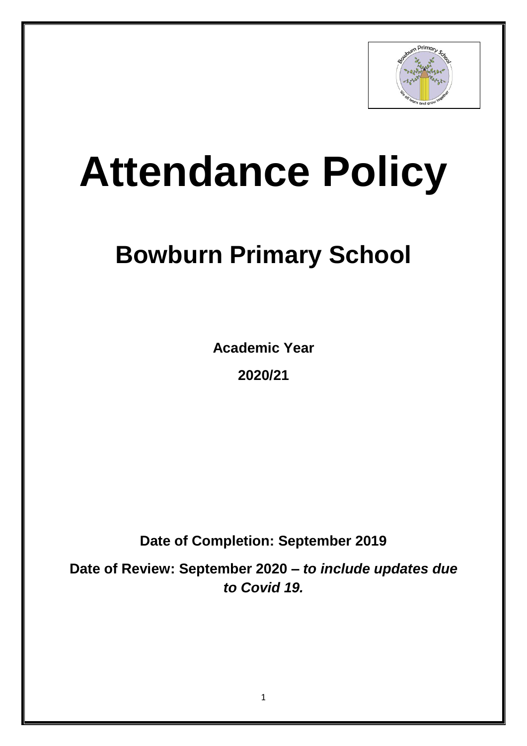# Attendance Policy

## Bowburn Primary School

**Academic Year**

**2020/21**

**Date of Completion: September 2019**

**Date of Review: September 2020 –** ***to include updates due to Covid 19.***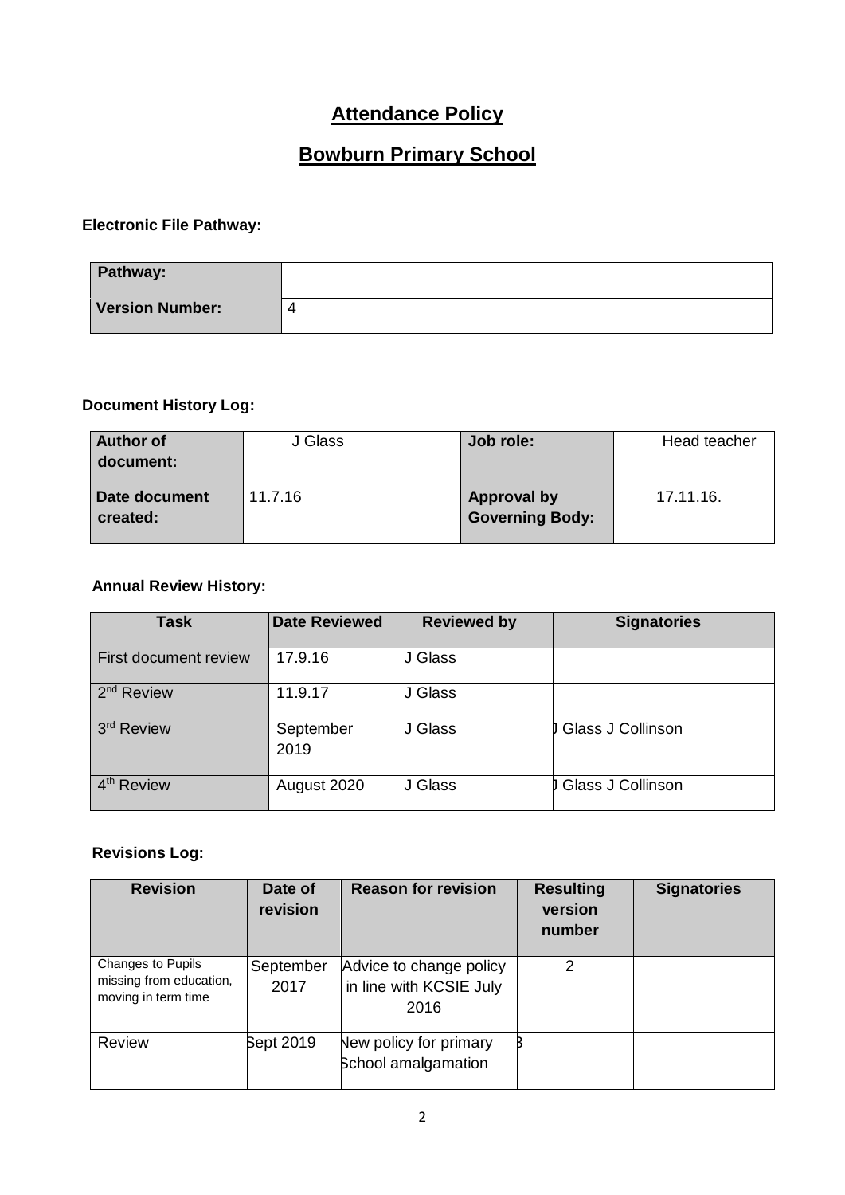# Attendance Policy

# Bowburn Primary School

**Electronic File Pathway:**

| **Pathway:** | |
|---|---|
| **Version Number:** | 4 |

**Document History Log:**

| **Author of document:** | J Glass | **Job role:** | Head teacher |
|---|---|---|---|
| **Date document created:** | 11.7.16 | **Approval by Governing Body:** | 17.11.16. |

**Annual Review History:**

| **Task** | **Date Reviewed** | **Reviewed by** | **Signatories** |
|---|---|---|---|
| First document review | 17.9.16 | J Glass | |
| 2nd Review | 11.9.17 | J Glass | |
| 3rd Review | September 2019 | J Glass | J Glass J Collinson |
| 4th Review | August 2020 | J Glass | J Glass J Collinson |

**Revisions Log:**

| **Revision** | **Date of revision** | **Reason for revision** | **Resulting version number** | **Signatories** |
|---|---|---|---|---|
| Changes to Pupils missing from education, moving in term time | September 2017 | Advice to change policy in line with KCSIE July 2016 | 2 | |
| Review | Sept 2019 | New policy for primary School amalgamation | 3 | |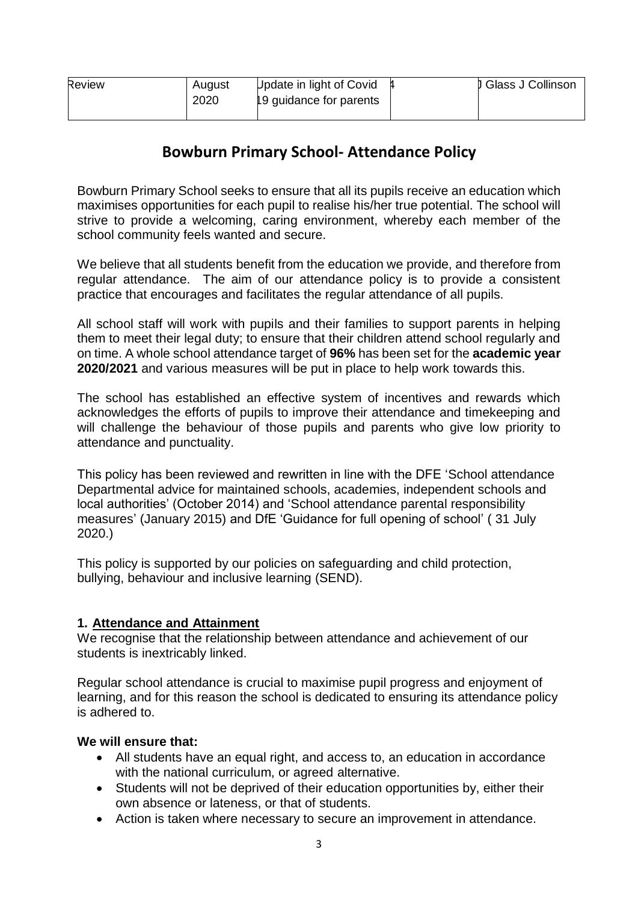| Review | August 2020 | Update in light of Covid 19 guidance for parents | 4 | J Glass J Collinson |
|---|---|---|---|---|

# Bowburn Primary School- Attendance Policy

Bowburn Primary School seeks to ensure that all its pupils receive an education which maximises opportunities for each pupil to realise his/her true potential. The school will strive to provide a welcoming, caring environment, whereby each member of the school community feels wanted and secure.

We believe that all students benefit from the education we provide, and therefore from regular attendance. The aim of our attendance policy is to provide a consistent practice that encourages and facilitates the regular attendance of all pupils.

All school staff will work with pupils and their families to support parents in helping them to meet their legal duty; to ensure that their children attend school regularly and on time. A whole school attendance target of **96%** has been set for the **academic year 2020/2021** and various measures will be put in place to help work towards this.

The school has established an effective system of incentives and rewards which acknowledges the efforts of pupils to improve their attendance and timekeeping and will challenge the behaviour of those pupils and parents who give low priority to attendance and punctuality.

This policy has been reviewed and rewritten in line with the DFE 'School attendance Departmental advice for maintained schools, academies, independent schools and local authorities' (October 2014) and 'School attendance parental responsibility measures' (January 2015) and DfE 'Guidance for full opening of school' ( 31 July 2020.)

This policy is supported by our policies on safeguarding and child protection, bullying, behaviour and inclusive learning (SEND).

## 1. Attendance and Attainment

We recognise that the relationship between attendance and achievement of our students is inextricably linked.

Regular school attendance is crucial to maximise pupil progress and enjoyment of learning, and for this reason the school is dedicated to ensuring its attendance policy is adhered to.

**We will ensure that:**

- All students have an equal right, and access to, an education in accordance with the national curriculum, or agreed alternative.
- Students will not be deprived of their education opportunities by, either their own absence or lateness, or that of students.
- Action is taken where necessary to secure an improvement in attendance.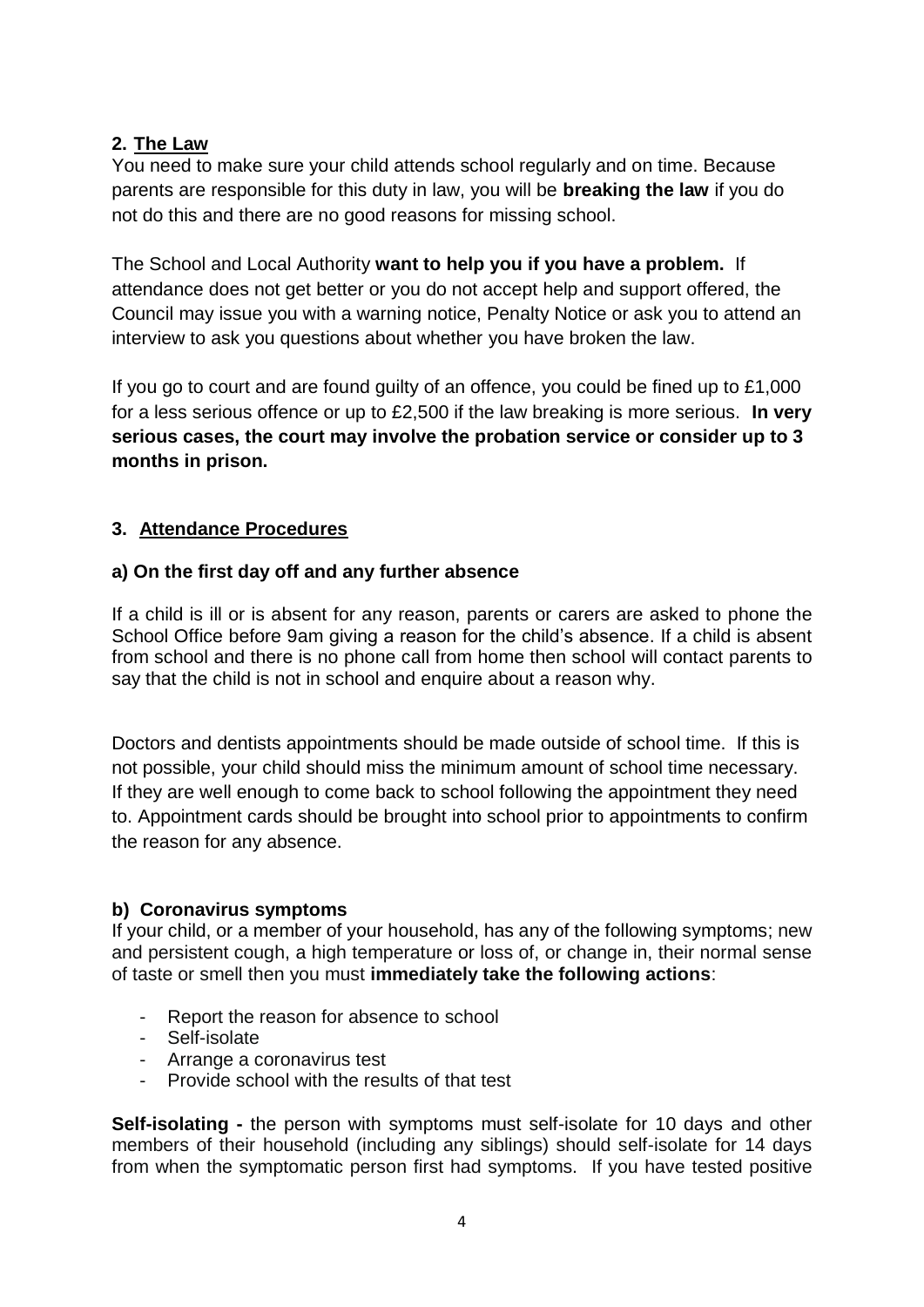## 2. The Law

You need to make sure your child attends school regularly and on time. Because parents are responsible for this duty in law, you will be **breaking the law** if you do not do this and there are no good reasons for missing school.

The School and Local Authority **want to help you if you have a problem.** If attendance does not get better or you do not accept help and support offered, the Council may issue you with a warning notice, Penalty Notice or ask you to attend an interview to ask you questions about whether you have broken the law.

If you go to court and are found guilty of an offence, you could be fined up to £1,000 for a less serious offence or up to £2,500 if the law breaking is more serious. **In very serious cases, the court may involve the probation service or consider up to 3 months in prison.**

## 3. Attendance Procedures

### a) On the first day off and any further absence

If a child is ill or is absent for any reason, parents or carers are asked to phone the School Office before 9am giving a reason for the child's absence. If a child is absent from school and there is no phone call from home then school will contact parents to say that the child is not in school and enquire about a reason why.

Doctors and dentists appointments should be made outside of school time. If this is not possible, your child should miss the minimum amount of school time necessary. If they are well enough to come back to school following the appointment they need to. Appointment cards should be brought into school prior to appointments to confirm the reason for any absence.

### b) Coronavirus symptoms

If your child, or a member of your household, has any of the following symptoms; new and persistent cough, a high temperature or loss of, or change in, their normal sense of taste or smell then you must **immediately take the following actions**:

- Report the reason for absence to school
- Self-isolate
- Arrange a coronavirus test
- Provide school with the results of that test

**Self-isolating -** the person with symptoms must self-isolate for 10 days and other members of their household (including any siblings) should self-isolate for 14 days from when the symptomatic person first had symptoms. If you have tested positive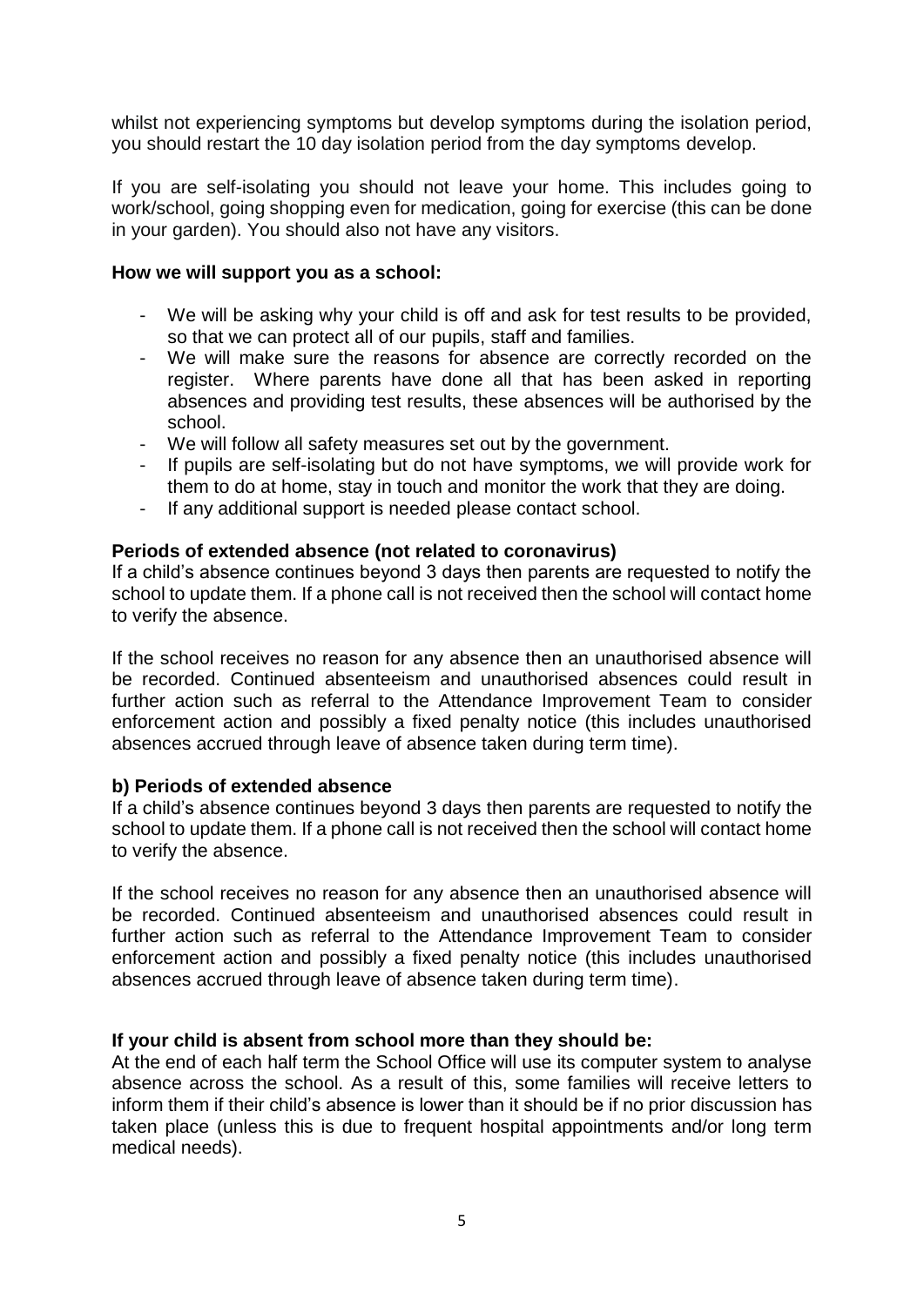whilst not experiencing symptoms but develop symptoms during the isolation period, you should restart the 10 day isolation period from the day symptoms develop.

If you are self-isolating you should not leave your home. This includes going to work/school, going shopping even for medication, going for exercise (this can be done in your garden). You should also not have any visitors.

**How we will support you as a school:**

- We will be asking why your child is off and ask for test results to be provided, so that we can protect all of our pupils, staff and families.
- We will make sure the reasons for absence are correctly recorded on the register. Where parents have done all that has been asked in reporting absences and providing test results, these absences will be authorised by the school.
- We will follow all safety measures set out by the government.
- If pupils are self-isolating but do not have symptoms, we will provide work for them to do at home, stay in touch and monitor the work that they are doing.
- If any additional support is needed please contact school.

**Periods of extended absence (not related to coronavirus)**

If a child's absence continues beyond 3 days then parents are requested to notify the school to update them. If a phone call is not received then the school will contact home to verify the absence.

If the school receives no reason for any absence then an unauthorised absence will be recorded. Continued absenteeism and unauthorised absences could result in further action such as referral to the Attendance Improvement Team to consider enforcement action and possibly a fixed penalty notice (this includes unauthorised absences accrued through leave of absence taken during term time).

**b) Periods of extended absence**

If a child's absence continues beyond 3 days then parents are requested to notify the school to update them. If a phone call is not received then the school will contact home to verify the absence.

If the school receives no reason for any absence then an unauthorised absence will be recorded. Continued absenteeism and unauthorised absences could result in further action such as referral to the Attendance Improvement Team to consider enforcement action and possibly a fixed penalty notice (this includes unauthorised absences accrued through leave of absence taken during term time).

**If your child is absent from school more than they should be:**

At the end of each half term the School Office will use its computer system to analyse absence across the school. As a result of this, some families will receive letters to inform them if their child's absence is lower than it should be if no prior discussion has taken place (unless this is due to frequent hospital appointments and/or long term medical needs).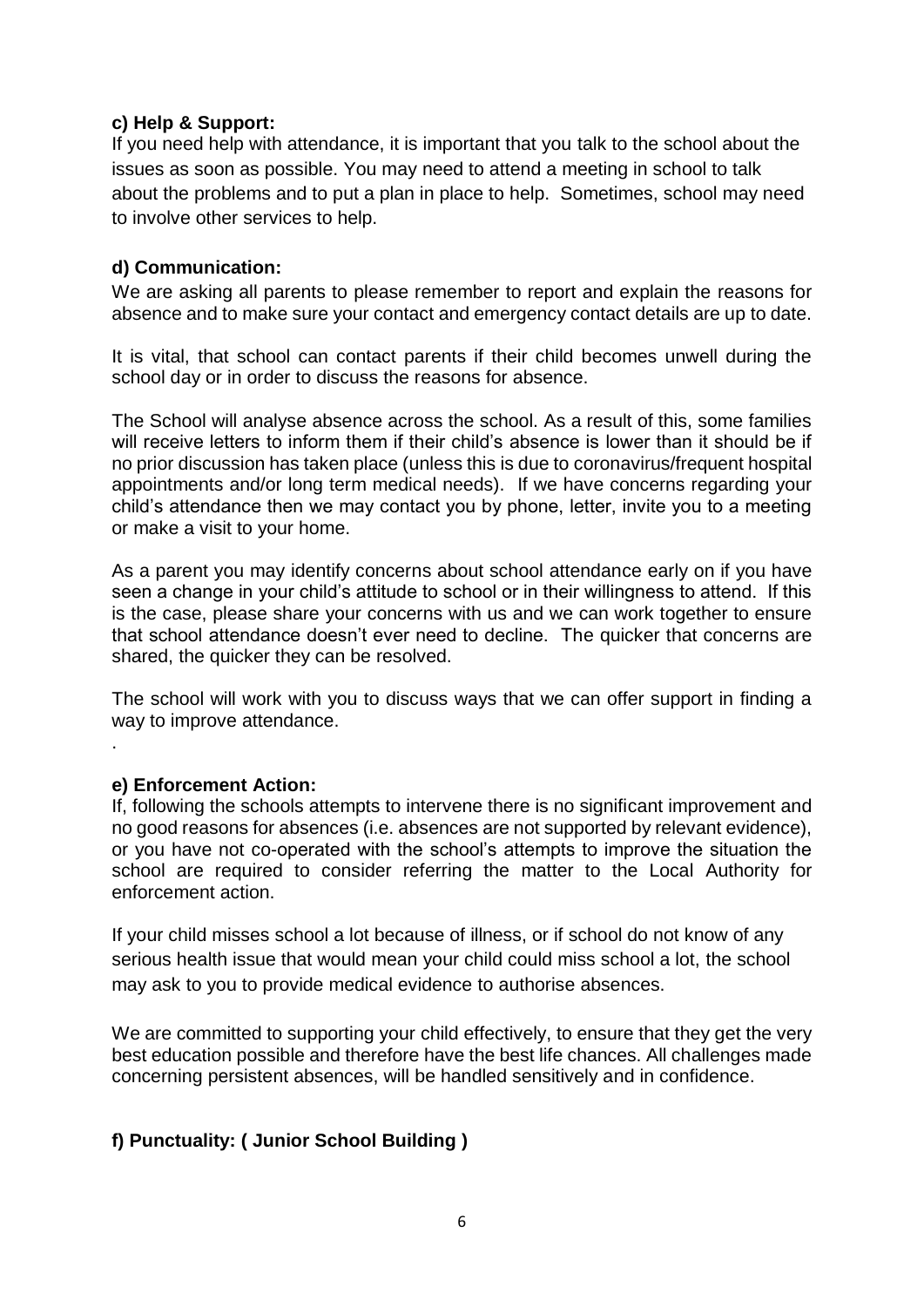**c) Help & Support:**

If you need help with attendance, it is important that you talk to the school about the issues as soon as possible. You may need to attend a meeting in school to talk about the problems and to put a plan in place to help. Sometimes, school may need to involve other services to help.

**d) Communication:**

We are asking all parents to please remember to report and explain the reasons for absence and to make sure your contact and emergency contact details are up to date.

It is vital, that school can contact parents if their child becomes unwell during the school day or in order to discuss the reasons for absence.

The School will analyse absence across the school. As a result of this, some families will receive letters to inform them if their child's absence is lower than it should be if no prior discussion has taken place (unless this is due to coronavirus/frequent hospital appointments and/or long term medical needs). If we have concerns regarding your child's attendance then we may contact you by phone, letter, invite you to a meeting or make a visit to your home.

As a parent you may identify concerns about school attendance early on if you have seen a change in your child's attitude to school or in their willingness to attend. If this is the case, please share your concerns with us and we can work together to ensure that school attendance doesn't ever need to decline. The quicker that concerns are shared, the quicker they can be resolved.

The school will work with you to discuss ways that we can offer support in finding a way to improve attendance.

.

**e) Enforcement Action:**

If, following the schools attempts to intervene there is no significant improvement and no good reasons for absences (i.e. absences are not supported by relevant evidence), or you have not co-operated with the school's attempts to improve the situation the school are required to consider referring the matter to the Local Authority for enforcement action.

If your child misses school a lot because of illness, or if school do not know of any serious health issue that would mean your child could miss school a lot, the school may ask to you to provide medical evidence to authorise absences.

We are committed to supporting your child effectively, to ensure that they get the very best education possible and therefore have the best life chances. All challenges made concerning persistent absences, will be handled sensitively and in confidence.

**f) Punctuality: ( Junior School Building )**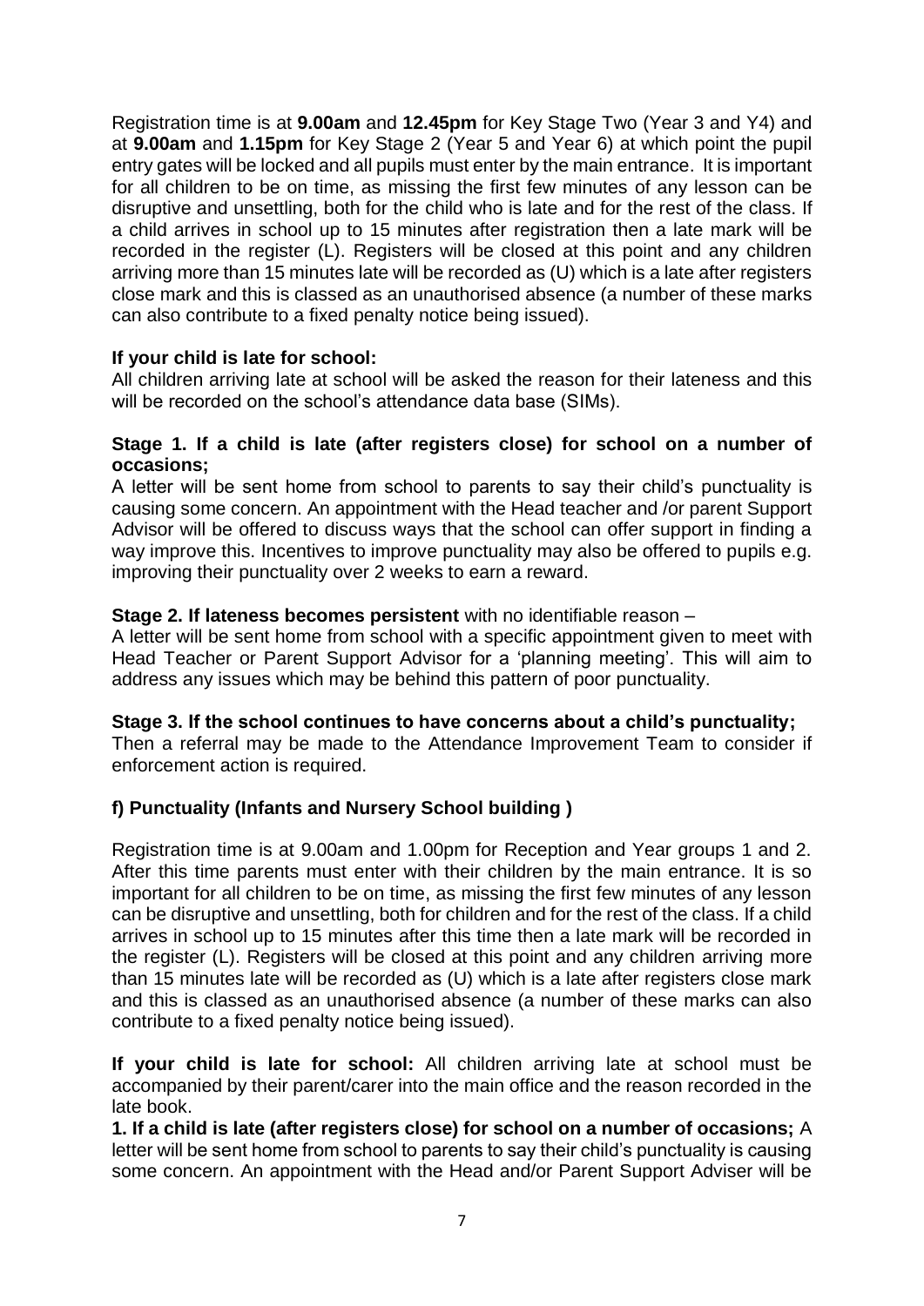Registration time is at **9.00am** and **12.45pm** for Key Stage Two (Year 3 and Y4) and at **9.00am** and **1.15pm** for Key Stage 2 (Year 5 and Year 6) at which point the pupil entry gates will be locked and all pupils must enter by the main entrance. It is important for all children to be on time, as missing the first few minutes of any lesson can be disruptive and unsettling, both for the child who is late and for the rest of the class. If a child arrives in school up to 15 minutes after registration then a late mark will be recorded in the register (L). Registers will be closed at this point and any children arriving more than 15 minutes late will be recorded as (U) which is a late after registers close mark and this is classed as an unauthorised absence (a number of these marks can also contribute to a fixed penalty notice being issued).

**If your child is late for school:**
All children arriving late at school will be asked the reason for their lateness and this will be recorded on the school's attendance data base (SIMs).

**Stage 1. If a child is late (after registers close) for school on a number of occasions;**
A letter will be sent home from school to parents to say their child's punctuality is causing some concern. An appointment with the Head teacher and /or parent Support Advisor will be offered to discuss ways that the school can offer support in finding a way improve this. Incentives to improve punctuality may also be offered to pupils e.g. improving their punctuality over 2 weeks to earn a reward.

**Stage 2. If lateness becomes persistent** with no identifiable reason –
A letter will be sent home from school with a specific appointment given to meet with Head Teacher or Parent Support Advisor for a 'planning meeting'. This will aim to address any issues which may be behind this pattern of poor punctuality.

**Stage 3. If the school continues to have concerns about a child's punctuality;**
Then a referral may be made to the Attendance Improvement Team to consider if enforcement action is required.

**f) Punctuality (Infants and Nursery School building )**

Registration time is at 9.00am and 1.00pm for Reception and Year groups 1 and 2. After this time parents must enter with their children by the main entrance. It is so important for all children to be on time, as missing the first few minutes of any lesson can be disruptive and unsettling, both for children and for the rest of the class. If a child arrives in school up to 15 minutes after this time then a late mark will be recorded in the register (L). Registers will be closed at this point and any children arriving more than 15 minutes late will be recorded as (U) which is a late after registers close mark and this is classed as an unauthorised absence (a number of these marks can also contribute to a fixed penalty notice being issued).

**If your child is late for school:** All children arriving late at school must be accompanied by their parent/carer into the main office and the reason recorded in the late book.

**1. If a child is late (after registers close) for school on a number of occasions;** A letter will be sent home from school to parents to say their child's punctuality is causing some concern. An appointment with the Head and/or Parent Support Adviser will be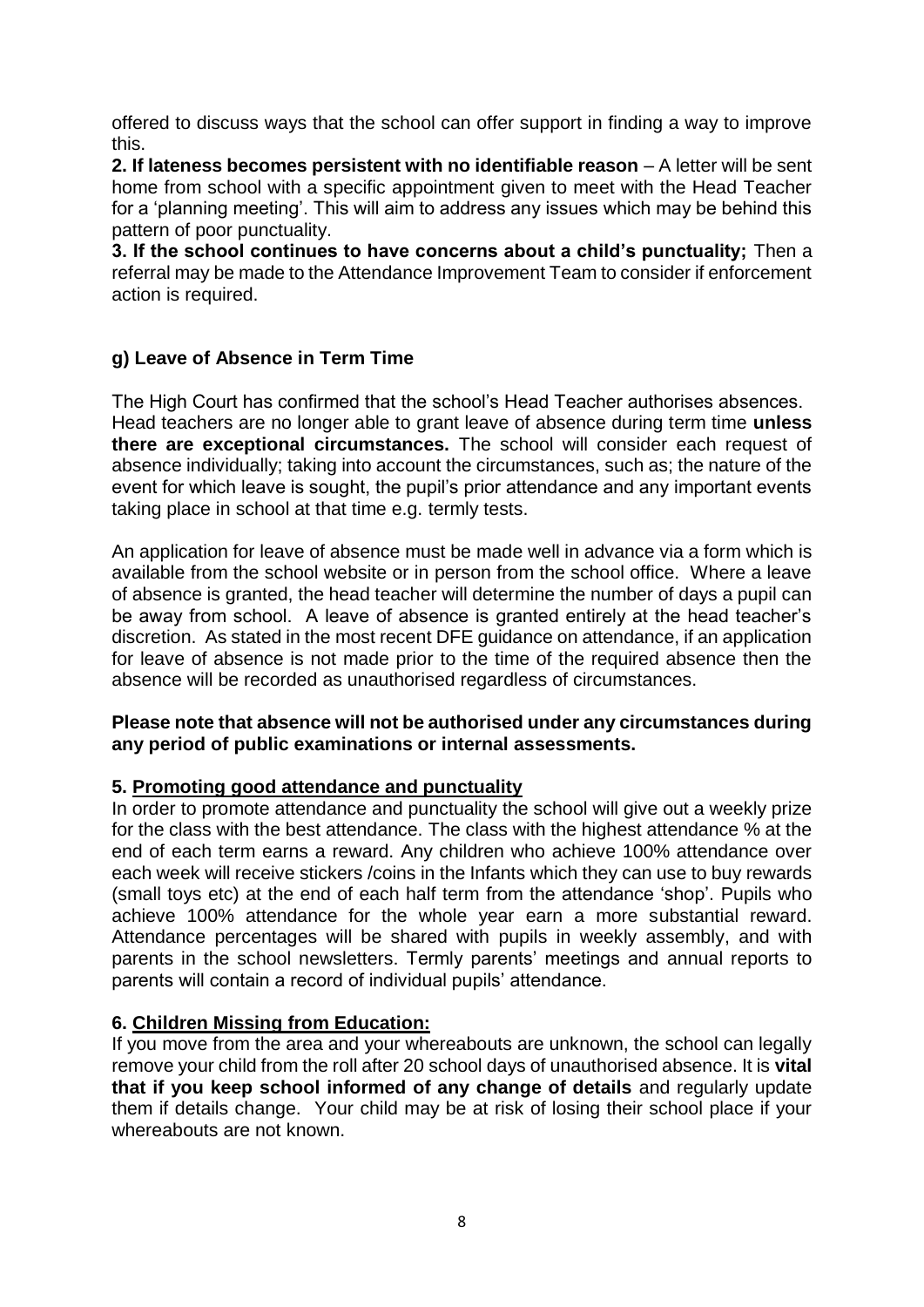offered to discuss ways that the school can offer support in finding a way to improve this.

**2. If lateness becomes persistent with no identifiable reason** – A letter will be sent home from school with a specific appointment given to meet with the Head Teacher for a 'planning meeting'. This will aim to address any issues which may be behind this pattern of poor punctuality.

**3. If the school continues to have concerns about a child's punctuality;** Then a referral may be made to the Attendance Improvement Team to consider if enforcement action is required.

### g) Leave of Absence in Term Time

The High Court has confirmed that the school's Head Teacher authorises absences. Head teachers are no longer able to grant leave of absence during term time **unless there are exceptional circumstances.** The school will consider each request of absence individually; taking into account the circumstances, such as; the nature of the event for which leave is sought, the pupil's prior attendance and any important events taking place in school at that time e.g. termly tests.

An application for leave of absence must be made well in advance via a form which is available from the school website or in person from the school office. Where a leave of absence is granted, the head teacher will determine the number of days a pupil can be away from school. A leave of absence is granted entirely at the head teacher's discretion. As stated in the most recent DFE guidance on attendance, if an application for leave of absence is not made prior to the time of the required absence then the absence will be recorded as unauthorised regardless of circumstances.

**Please note that absence will not be authorised under any circumstances during any period of public examinations or internal assessments.**

## 5. Promoting good attendance and punctuality

In order to promote attendance and punctuality the school will give out a weekly prize for the class with the best attendance. The class with the highest attendance % at the end of each term earns a reward. Any children who achieve 100% attendance over each week will receive stickers /coins in the Infants which they can use to buy rewards (small toys etc) at the end of each half term from the attendance 'shop'. Pupils who achieve 100% attendance for the whole year earn a more substantial reward. Attendance percentages will be shared with pupils in weekly assembly, and with parents in the school newsletters. Termly parents' meetings and annual reports to parents will contain a record of individual pupils' attendance.

## 6. Children Missing from Education:

If you move from the area and your whereabouts are unknown, the school can legally remove your child from the roll after 20 school days of unauthorised absence. It is **vital that if you keep school informed of any change of details** and regularly update them if details change. Your child may be at risk of losing their school place if your whereabouts are not known.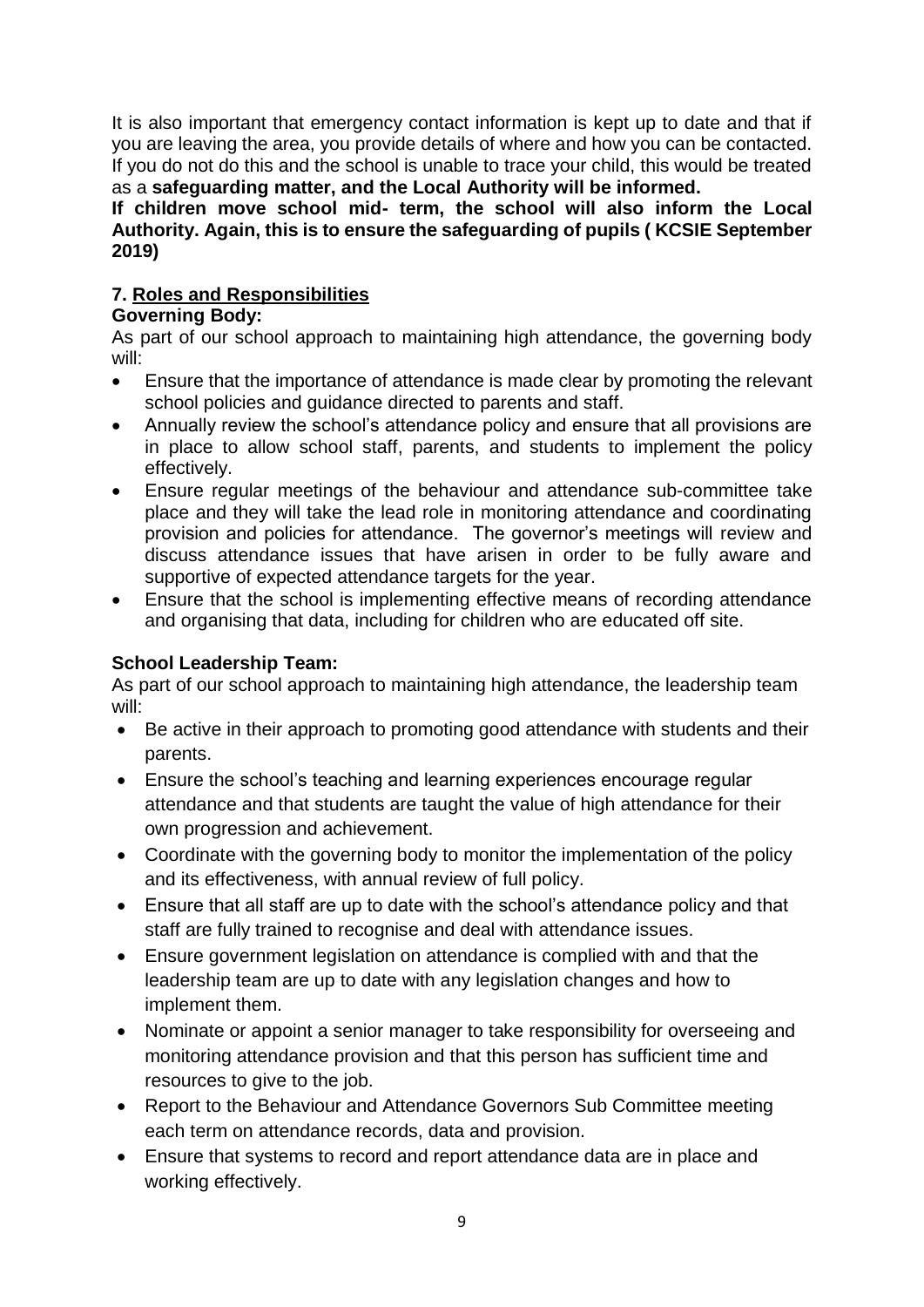It is also important that emergency contact information is kept up to date and that if you are leaving the area, you provide details of where and how you can be contacted. If you do not do this and the school is unable to trace your child, this would be treated as a **safeguarding matter, and the Local Authority will be informed.**

**If children move school mid- term, the school will also inform the Local Authority. Again, this is to ensure the safeguarding of pupils ( KCSIE September 2019)**

## 7. Roles and Responsibilities

**Governing Body:**

As part of our school approach to maintaining high attendance, the governing body will:

- Ensure that the importance of attendance is made clear by promoting the relevant school policies and guidance directed to parents and staff.
- Annually review the school's attendance policy and ensure that all provisions are in place to allow school staff, parents, and students to implement the policy effectively.
- Ensure regular meetings of the behaviour and attendance sub-committee take place and they will take the lead role in monitoring attendance and coordinating provision and policies for attendance. The governor's meetings will review and discuss attendance issues that have arisen in order to be fully aware and supportive of expected attendance targets for the year.
- Ensure that the school is implementing effective means of recording attendance and organising that data, including for children who are educated off site.

**School Leadership Team:**

As part of our school approach to maintaining high attendance, the leadership team will:

- Be active in their approach to promoting good attendance with students and their parents.
- Ensure the school's teaching and learning experiences encourage regular attendance and that students are taught the value of high attendance for their own progression and achievement.
- Coordinate with the governing body to monitor the implementation of the policy and its effectiveness, with annual review of full policy.
- Ensure that all staff are up to date with the school's attendance policy and that staff are fully trained to recognise and deal with attendance issues.
- Ensure government legislation on attendance is complied with and that the leadership team are up to date with any legislation changes and how to implement them.
- Nominate or appoint a senior manager to take responsibility for overseeing and monitoring attendance provision and that this person has sufficient time and resources to give to the job.
- Report to the Behaviour and Attendance Governors Sub Committee meeting each term on attendance records, data and provision.
- Ensure that systems to record and report attendance data are in place and working effectively.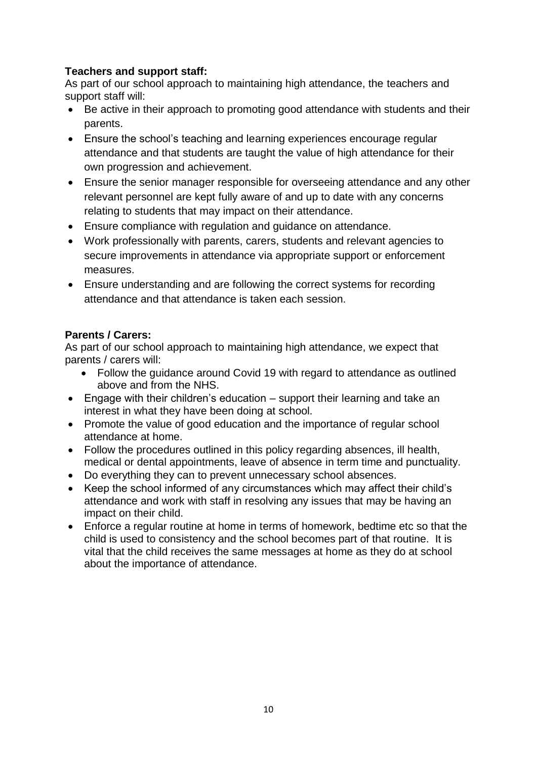**Teachers and support staff:**

As part of our school approach to maintaining high attendance, the teachers and support staff will:

- Be active in their approach to promoting good attendance with students and their parents.
- Ensure the school's teaching and learning experiences encourage regular attendance and that students are taught the value of high attendance for their own progression and achievement.
- Ensure the senior manager responsible for overseeing attendance and any other relevant personnel are kept fully aware of and up to date with any concerns relating to students that may impact on their attendance.
- Ensure compliance with regulation and guidance on attendance.
- Work professionally with parents, carers, students and relevant agencies to secure improvements in attendance via appropriate support or enforcement measures.
- Ensure understanding and are following the correct systems for recording attendance and that attendance is taken each session.

**Parents / Carers:**

As part of our school approach to maintaining high attendance, we expect that parents / carers will:

- Follow the guidance around Covid 19 with regard to attendance as outlined above and from the NHS.
- Engage with their children's education – support their learning and take an interest in what they have been doing at school.
- Promote the value of good education and the importance of regular school attendance at home.
- Follow the procedures outlined in this policy regarding absences, ill health, medical or dental appointments, leave of absence in term time and punctuality.
- Do everything they can to prevent unnecessary school absences.
- Keep the school informed of any circumstances which may affect their child's attendance and work with staff in resolving any issues that may be having an impact on their child.
- Enforce a regular routine at home in terms of homework, bedtime etc so that the child is used to consistency and the school becomes part of that routine. It is vital that the child receives the same messages at home as they do at school about the importance of attendance.